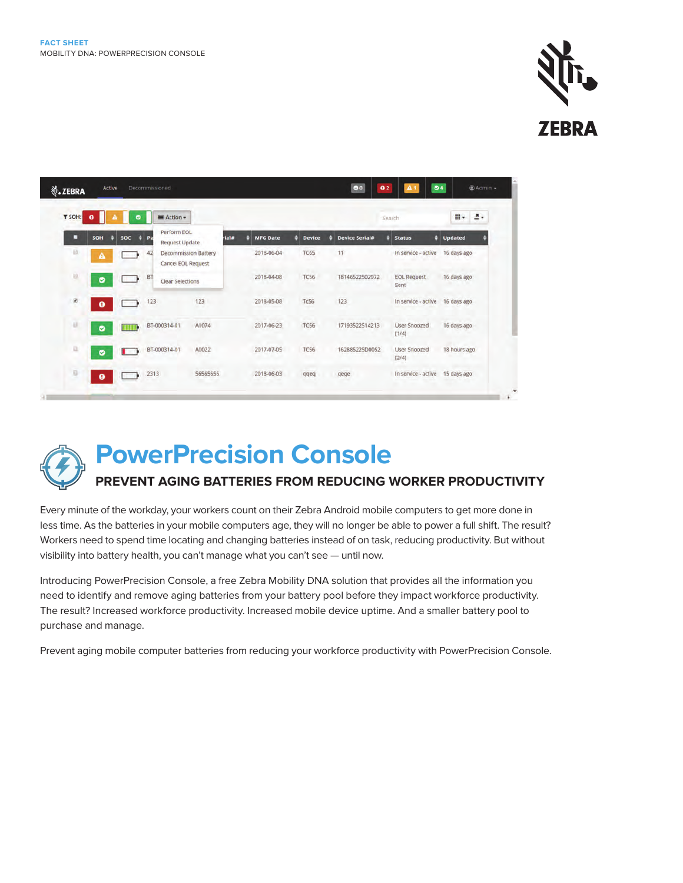FACT SHEET
MOBILITY DNA: POWERPRECISION CONSOLE

# PowerPrecision Console

## PREVENT AGING BATTERIES FROM REDUCING WORKER PRODUCTIVITY

Every minute of the workday, your workers count on their Zebra Android mobile computers to get more done in less time. As the batteries in your mobile computers age, they will no longer be able to power a full shift. The result? Workers need to spend time locating and changing batteries instead of on task, reducing productivity. But without visibility into battery health, you can't manage what you can't see — until now.

Introducing PowerPrecision Console, a free Zebra Mobility DNA solution that provides all the information you need to identify and remove aging batteries from your battery pool before they impact workforce productivity. The result? Increased workforce productivity. Increased mobile device uptime. And a smaller battery pool to purchase and manage.

Prevent aging mobile computer batteries from reducing your workforce productivity with PowerPrecision Console.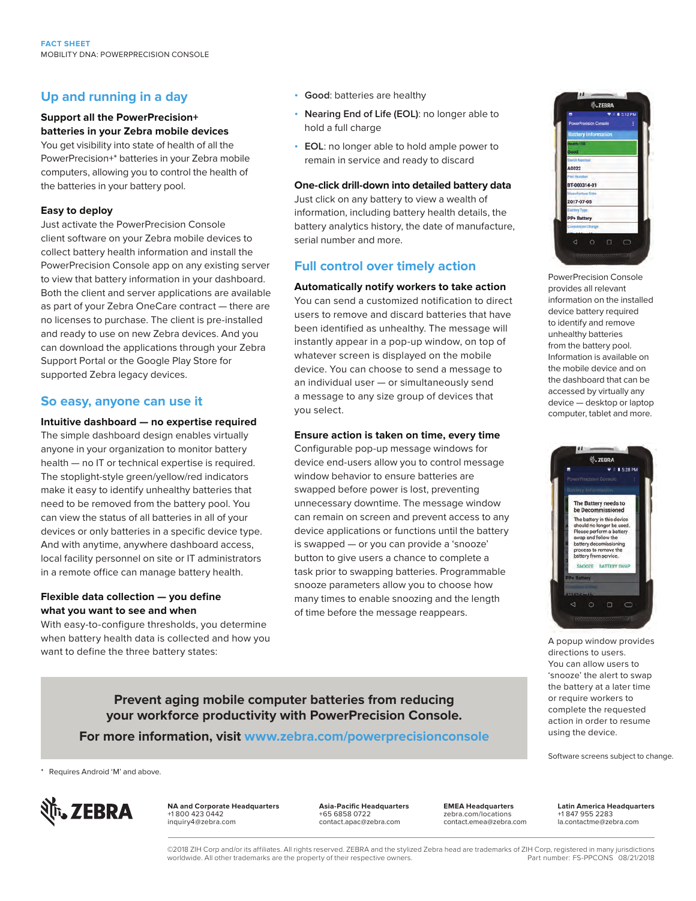## Up and running in a day

### Support all the PowerPrecision+ batteries in your Zebra mobile devices

You get visibility into state of health of all the PowerPrecision+* batteries in your Zebra mobile computers, allowing you to control the health of the batteries in your battery pool.

### Easy to deploy

Just activate the PowerPrecision Console client software on your Zebra mobile devices to collect battery health information and install the PowerPrecision Console app on any existing server to view that battery information in your dashboard. Both the client and server applications are available as part of your Zebra OneCare contract — there are no licenses to purchase. The client is pre-installed and ready to use on new Zebra devices. And you can download the applications through your Zebra Support Portal or the Google Play Store for supported Zebra legacy devices.

## So easy, anyone can use it

### Intuitive dashboard — no expertise required

The simple dashboard design enables virtually anyone in your organization to monitor battery health — no IT or technical expertise is required. The stoplight-style green/yellow/red indicators make it easy to identify unhealthy batteries that need to be removed from the battery pool. You can view the status of all batteries in all of your devices or only batteries in a specific device type. And with anytime, anywhere dashboard access, local facility personnel on site or IT administrators in a remote office can manage battery health.

### Flexible data collection — you define what you want to see and when

With easy-to-configure thresholds, you determine when battery health data is collected and how you want to define the three battery states:

- **Good**: batteries are healthy
- **Nearing End of Life (EOL)**: no longer able to hold a full charge
- **EOL**: no longer able to hold ample power to remain in service and ready to discard

### One-click drill-down into detailed battery data

Just click on any battery to view a wealth of information, including battery health details, the battery analytics history, the date of manufacture, serial number and more.

## Full control over timely action

### Automatically notify workers to take action

You can send a customized notification to direct users to remove and discard batteries that have been identified as unhealthy. The message will instantly appear in a pop-up window, on top of whatever screen is displayed on the mobile device. You can choose to send a message to an individual user — or simultaneously send a message to any size group of devices that you select.

### Ensure action is taken on time, every time

Configurable pop-up message windows for device end-users allow you to control message window behavior to ensure batteries are swapped before power is lost, preventing unnecessary downtime. The message window can remain on screen and prevent access to any device applications or functions until the battery is swapped — or you can provide a 'snooze' button to give users a chance to complete a task prior to swapping batteries. Programmable snooze parameters allow you to choose how many times to enable snoozing and the length of time before the message reappears.

PowerPrecision Console provides all relevant information on the installed device battery required to identify and remove unhealthy batteries from the battery pool. Information is available on the mobile device and on the dashboard that can be accessed by virtually any device — desktop or laptop computer, tablet and more.

A popup window provides directions to users. You can allow users to 'snooze' the alert to swap the battery at a later time or require workers to complete the requested action in order to resume using the device.

Software screens subject to change.

**Prevent aging mobile computer batteries from reducing your workforce productivity with PowerPrecision Console.**

**For more information, visit www.zebra.com/powerprecisionconsole**

\* Requires Android 'M' and above.

**NA and Corporate Headquarters**
+1 800 423 0442
inquiry4@zebra.com

**Asia-Pacific Headquarters**
+65 6858 0722
contact.apac@zebra.com

**EMEA Headquarters**
zebra.com/locations
contact.emea@zebra.com

**Latin America Headquarters**
+1 847 955 2283
la.contactme@zebra.com

©2018 ZIH Corp and/or its affiliates. All rights reserved. ZEBRA and the stylized Zebra head are trademarks of ZIH Corp, registered in many jurisdictions worldwide. All other trademarks are the property of their respective owners. Part number: FS-PPCONS 08/21/2018